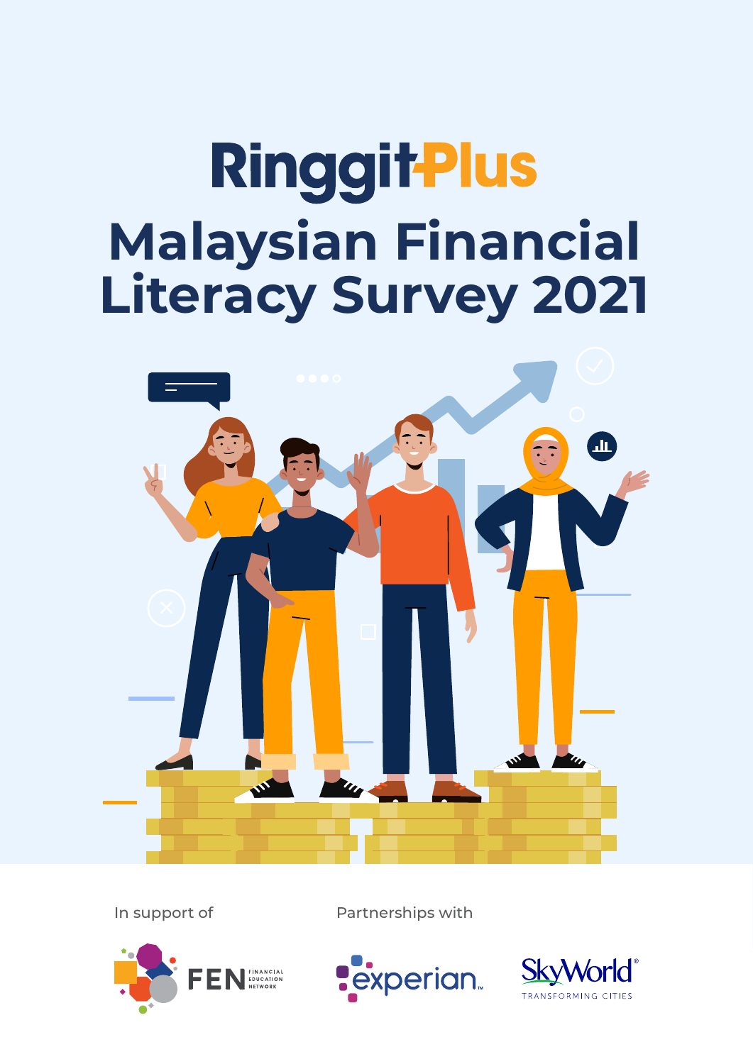# RinggitPlus Malaysian Financial Literacy Survey 2021

In support of

FEN FINANCIAL EDUCATION NETWORK

Partnerships with

experian

SkyWorld TRANSFORMING CITIES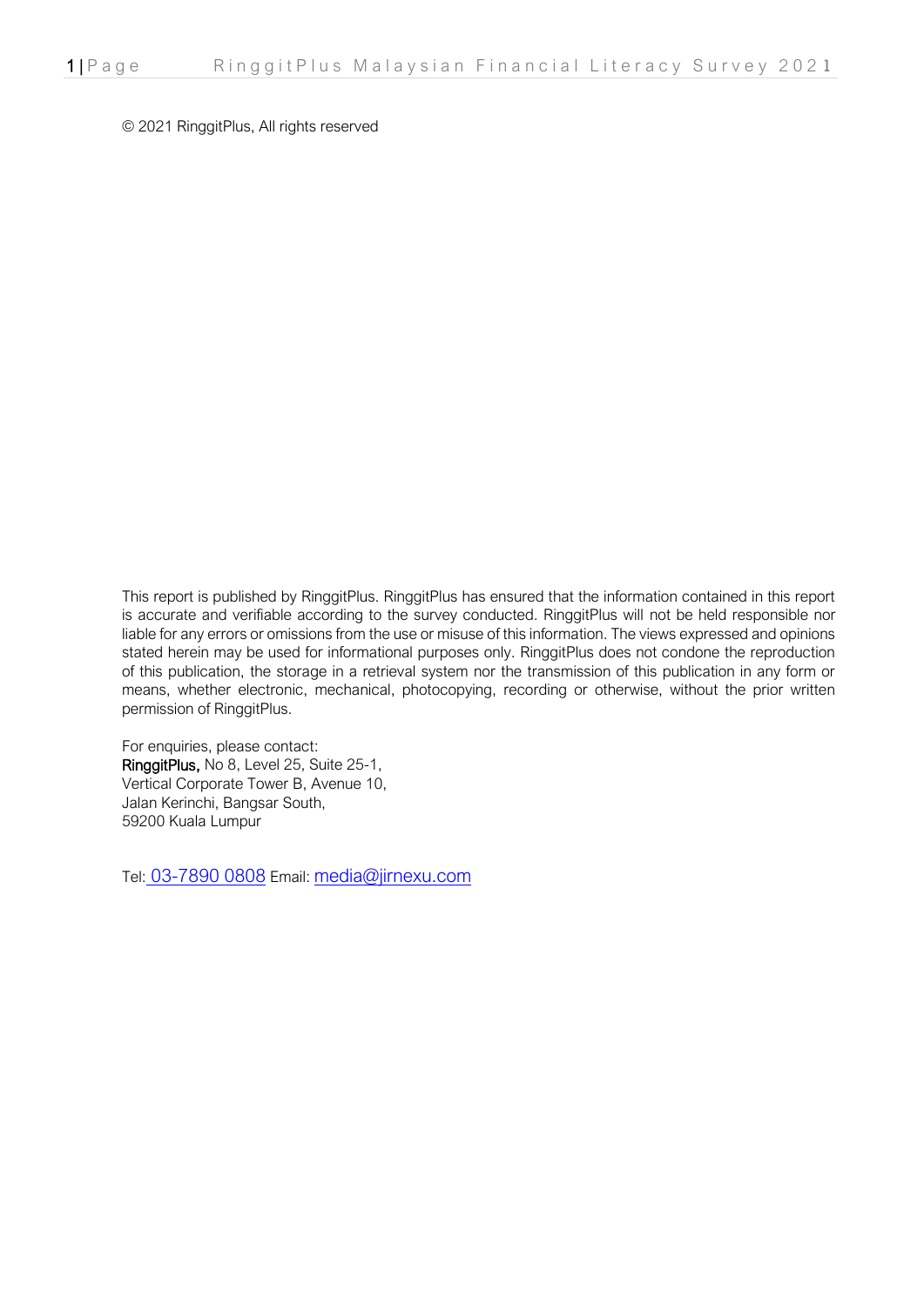© 2021 RinggitPlus, All rights reserved

This report is published by RinggitPlus. RinggitPlus has ensured that the information contained in this report is accurate and verifiable according to the survey conducted. RinggitPlus will not be held responsible nor liable for any errors or omissions from the use or misuse of this information. The views expressed and opinions stated herein may be used for informational purposes only. RinggitPlus does not condone the reproduction of this publication, the storage in a retrieval system nor the transmission of this publication in any form or means, whether electronic, mechanical, photocopying, recording or otherwise, without the prior written permission of RinggitPlus.

For enquiries, please contact:
**RinggitPlus,** No 8, Level 25, Suite 25-1,
Vertical Corporate Tower B, Avenue 10,
Jalan Kerinchi, Bangsar South,
59200 Kuala Lumpur

Tel: 03-7890 0808 Email: media@jirnexu.com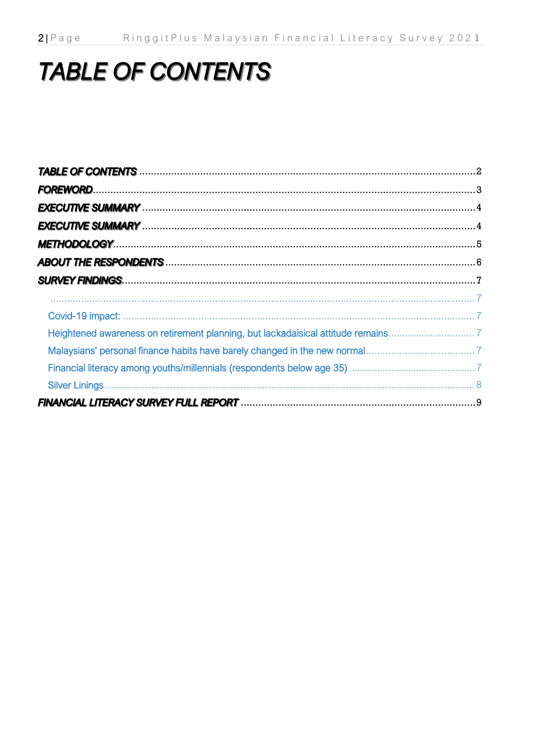# *TABLE OF CONTENTS*

*TABLE OF CONTENTS* .......... 2

*FOREWORD* .......... 3

*EXECUTIVE SUMMARY* .......... 4

*EXECUTIVE SUMMARY* .......... 4

*METHODOLOGY* .......... 5

*ABOUT THE RESPONDENTS* .......... 6

*SURVEY FINDINGS* .......... 7

- .......... 7
- Covid-19 impact: .......... 7
- Heightened awareness on retirement planning, but lackadaisical attitude remains .......... 7
- Malaysians' personal finance habits have barely changed in the new normal .......... 7
- Financial literacy among youths/millennials (respondents below age 35) .......... 7
- Silver Linings .......... 8

*FINANCIAL LITERACY SURVEY FULL REPORT* .......... 9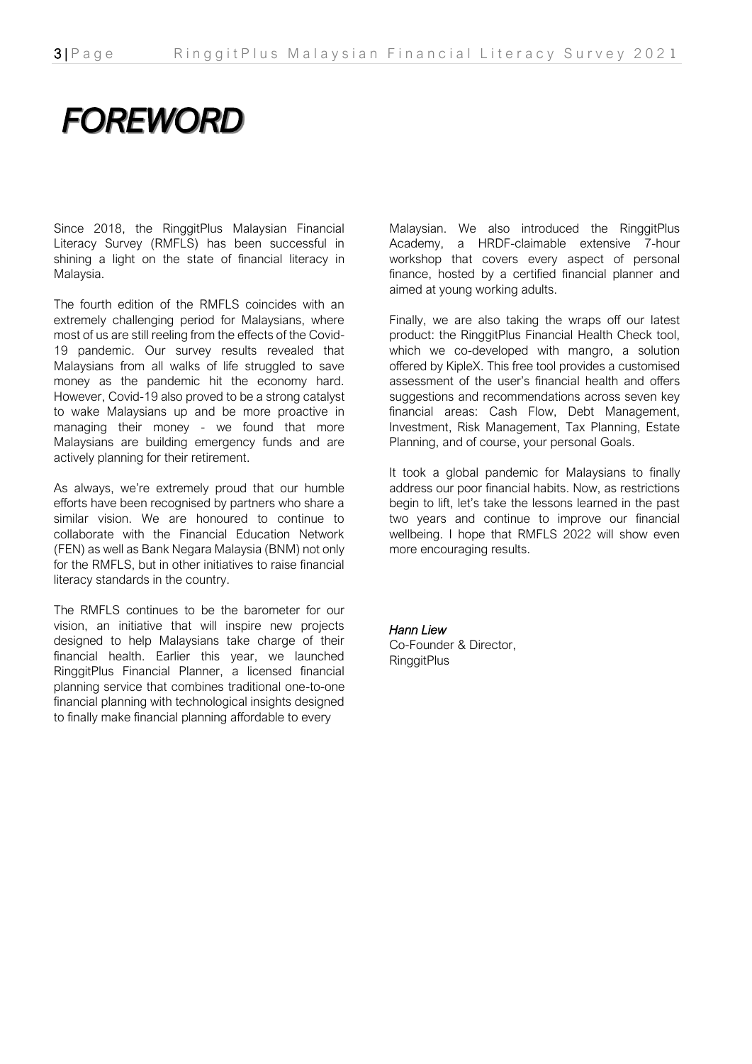# FOREWORD

Since 2018, the RinggitPlus Malaysian Financial Literacy Survey (RMFLS) has been successful in shining a light on the state of financial literacy in Malaysia.

The fourth edition of the RMFLS coincides with an extremely challenging period for Malaysians, where most of us are still reeling from the effects of the Covid-19 pandemic. Our survey results revealed that Malaysians from all walks of life struggled to save money as the pandemic hit the economy hard. However, Covid-19 also proved to be a strong catalyst to wake Malaysians up and be more proactive in managing their money - we found that more Malaysians are building emergency funds and are actively planning for their retirement.

As always, we're extremely proud that our humble efforts have been recognised by partners who share a similar vision. We are honoured to continue to collaborate with the Financial Education Network (FEN) as well as Bank Negara Malaysia (BNM) not only for the RMFLS, but in other initiatives to raise financial literacy standards in the country.

The RMFLS continues to be the barometer for our vision, an initiative that will inspire new projects designed to help Malaysians take charge of their financial health. Earlier this year, we launched RinggitPlus Financial Planner, a licensed financial planning service that combines traditional one-to-one financial planning with technological insights designed to finally make financial planning affordable to every Malaysian. We also introduced the RinggitPlus Academy, a HRDF-claimable extensive 7-hour workshop that covers every aspect of personal finance, hosted by a certified financial planner and aimed at young working adults.

Finally, we are also taking the wraps off our latest product: the RinggitPlus Financial Health Check tool, which we co-developed with mangro, a solution offered by KipleX. This free tool provides a customised assessment of the user's financial health and offers suggestions and recommendations across seven key financial areas: Cash Flow, Debt Management, Investment, Risk Management, Tax Planning, Estate Planning, and of course, your personal Goals.

It took a global pandemic for Malaysians to finally address our poor financial habits. Now, as restrictions begin to lift, let's take the lessons learned in the past two years and continue to improve our financial wellbeing. I hope that RMFLS 2022 will show even more encouraging results.

*Hann Liew*
Co-Founder & Director,
RinggitPlus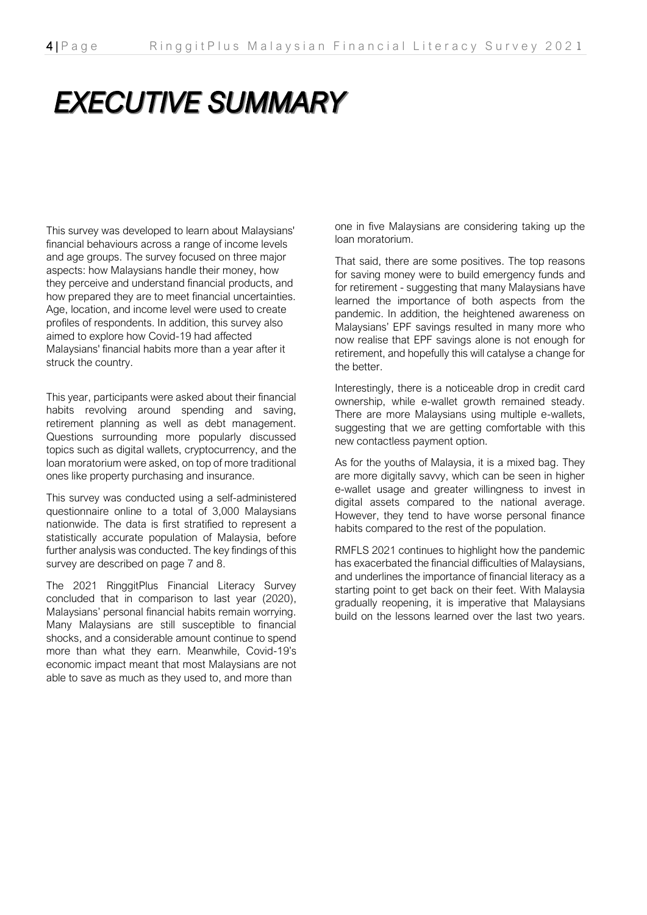# EXECUTIVE SUMMARY

This survey was developed to learn about Malaysians' financial behaviours across a range of income levels and age groups. The survey focused on three major aspects: how Malaysians handle their money, how they perceive and understand financial products, and how prepared they are to meet financial uncertainties. Age, location, and income level were used to create profiles of respondents. In addition, this survey also aimed to explore how Covid-19 had affected Malaysians' financial habits more than a year after it struck the country.

This year, participants were asked about their financial habits revolving around spending and saving, retirement planning as well as debt management. Questions surrounding more popularly discussed topics such as digital wallets, cryptocurrency, and the loan moratorium were asked, on top of more traditional ones like property purchasing and insurance.

This survey was conducted using a self-administered questionnaire online to a total of 3,000 Malaysians nationwide. The data is first stratified to represent a statistically accurate population of Malaysia, before further analysis was conducted. The key findings of this survey are described on page 7 and 8.

The 2021 RinggitPlus Financial Literacy Survey concluded that in comparison to last year (2020), Malaysians' personal financial habits remain worrying. Many Malaysians are still susceptible to financial shocks, and a considerable amount continue to spend more than what they earn. Meanwhile, Covid-19's economic impact meant that most Malaysians are not able to save as much as they used to, and more than one in five Malaysians are considering taking up the loan moratorium.

That said, there are some positives. The top reasons for saving money were to build emergency funds and for retirement - suggesting that many Malaysians have learned the importance of both aspects from the pandemic. In addition, the heightened awareness on Malaysians' EPF savings resulted in many more who now realise that EPF savings alone is not enough for retirement, and hopefully this will catalyse a change for the better.

Interestingly, there is a noticeable drop in credit card ownership, while e-wallet growth remained steady. There are more Malaysians using multiple e-wallets, suggesting that we are getting comfortable with this new contactless payment option.

As for the youths of Malaysia, it is a mixed bag. They are more digitally savvy, which can be seen in higher e-wallet usage and greater willingness to invest in digital assets compared to the national average. However, they tend to have worse personal finance habits compared to the rest of the population.

RMFLS 2021 continues to highlight how the pandemic has exacerbated the financial difficulties of Malaysians, and underlines the importance of financial literacy as a starting point to get back on their feet. With Malaysia gradually reopening, it is imperative that Malaysians build on the lessons learned over the last two years.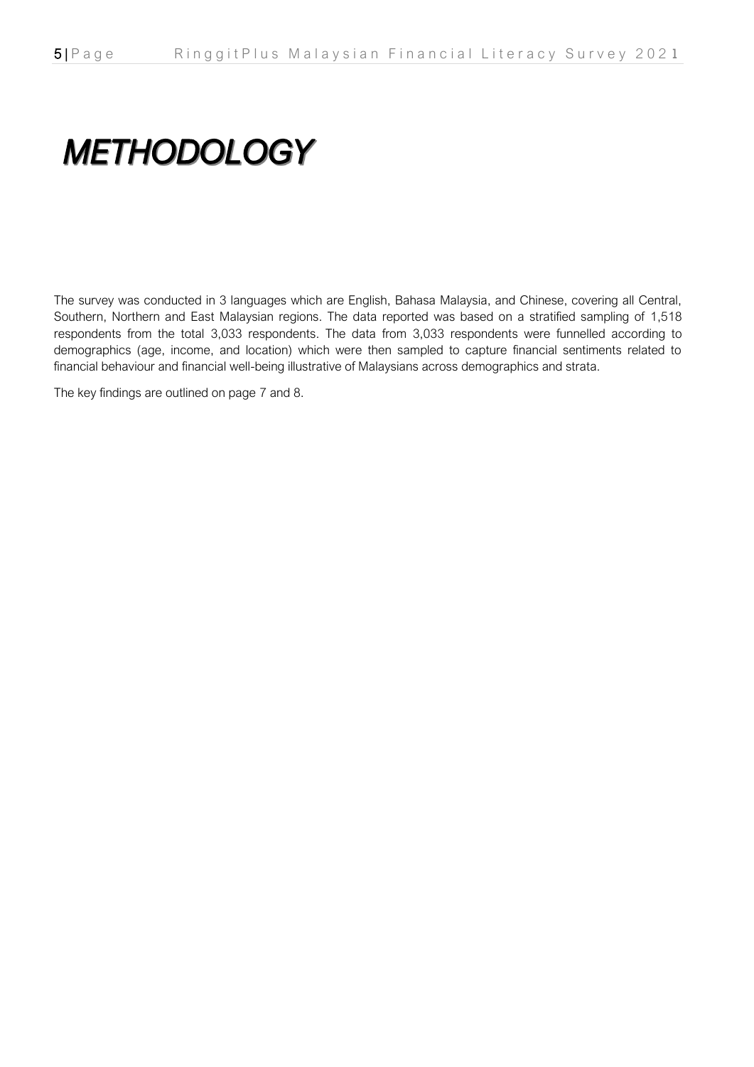# *METHODOLOGY*

The survey was conducted in 3 languages which are English, Bahasa Malaysia, and Chinese, covering all Central, Southern, Northern and East Malaysian regions. The data reported was based on a stratified sampling of 1,518 respondents from the total 3,033 respondents. The data from 3,033 respondents were funnelled according to demographics (age, income, and location) which were then sampled to capture financial sentiments related to financial behaviour and financial well-being illustrative of Malaysians across demographics and strata.

The key findings are outlined on page 7 and 8.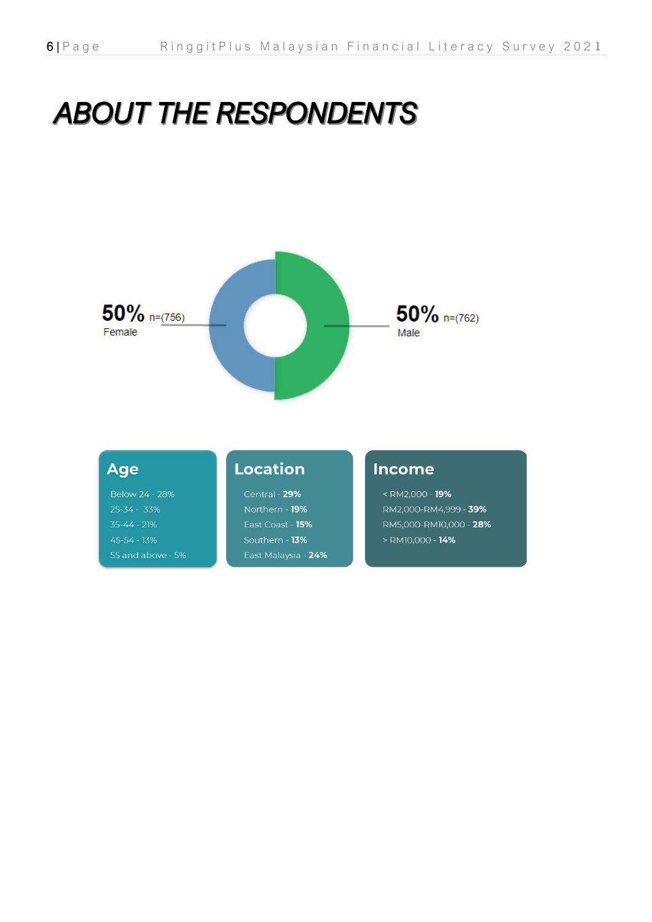# ABOUT THE RESPONDENTS

50% n=(756)
Female

50% n=(762)
Male

## Age

- Below 24 - 28%
- 25-34 - 33%
- 35-44 - 21%
- 45-54 - 13%
- 55 and above - 5%

## Location

- Central - **29%**
- Northern - **19%**
- East Coast - **15%**
- Southern - **13%**
- East Malaysia - **24%**

## Income

- < RM2,000 - **19%**
- RM2,000-RM4,999 - **39%**
- RM5,000-RM10,000 - **28%**
- > RM10,000 - **14%**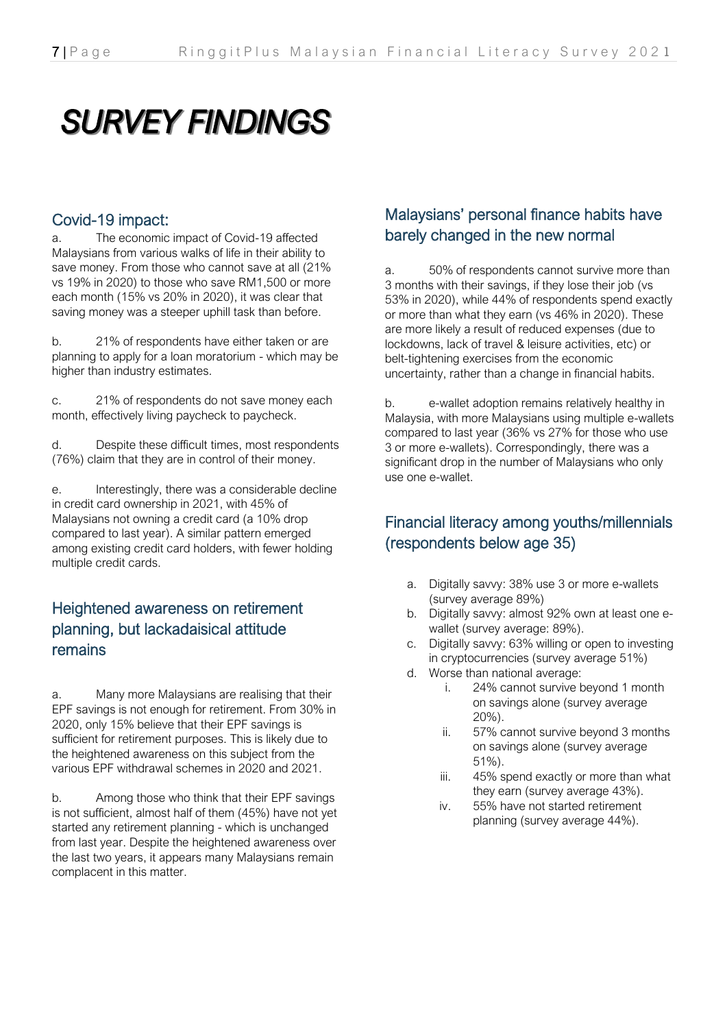# SURVEY FINDINGS

## Covid-19 impact:

a. The economic impact of Covid-19 affected Malaysians from various walks of life in their ability to save money. From those who cannot save at all (21% vs 19% in 2020) to those who save RM1,500 or more each month (15% vs 20% in 2020), it was clear that saving money was a steeper uphill task than before.

b. 21% of respondents have either taken or are planning to apply for a loan moratorium - which may be higher than industry estimates.

c. 21% of respondents do not save money each month, effectively living paycheck to paycheck.

d. Despite these difficult times, most respondents (76%) claim that they are in control of their money.

e. Interestingly, there was a considerable decline in credit card ownership in 2021, with 45% of Malaysians not owning a credit card (a 10% drop compared to last year). A similar pattern emerged among existing credit card holders, with fewer holding multiple credit cards.

## Heightened awareness on retirement planning, but lackadaisical attitude remains

a. Many more Malaysians are realising that their EPF savings is not enough for retirement. From 30% in 2020, only 15% believe that their EPF savings is sufficient for retirement purposes. This is likely due to the heightened awareness on this subject from the various EPF withdrawal schemes in 2020 and 2021.

b. Among those who think that their EPF savings is not sufficient, almost half of them (45%) have not yet started any retirement planning - which is unchanged from last year. Despite the heightened awareness over the last two years, it appears many Malaysians remain complacent in this matter.

## Malaysians' personal finance habits have barely changed in the new normal

a. 50% of respondents cannot survive more than 3 months with their savings, if they lose their job (vs 53% in 2020), while 44% of respondents spend exactly or more than what they earn (vs 46% in 2020). These are more likely a result of reduced expenses (due to lockdowns, lack of travel & leisure activities, etc) or belt-tightening exercises from the economic uncertainty, rather than a change in financial habits.

b. e-wallet adoption remains relatively healthy in Malaysia, with more Malaysians using multiple e-wallets compared to last year (36% vs 27% for those who use 3 or more e-wallets). Correspondingly, there was a significant drop in the number of Malaysians who only use one e-wallet.

## Financial literacy among youths/millennials (respondents below age 35)

a. Digitally savvy: 38% use 3 or more e-wallets (survey average 89%)
b. Digitally savvy: almost 92% own at least one e-wallet (survey average: 89%).
c. Digitally savvy: 63% willing or open to investing in cryptocurrencies (survey average 51%)
d. Worse than national average:
   i. 24% cannot survive beyond 1 month on savings alone (survey average 20%).
   ii. 57% cannot survive beyond 3 months on savings alone (survey average 51%).
   iii. 45% spend exactly or more than what they earn (survey average 43%).
   iv. 55% have not started retirement planning (survey average 44%).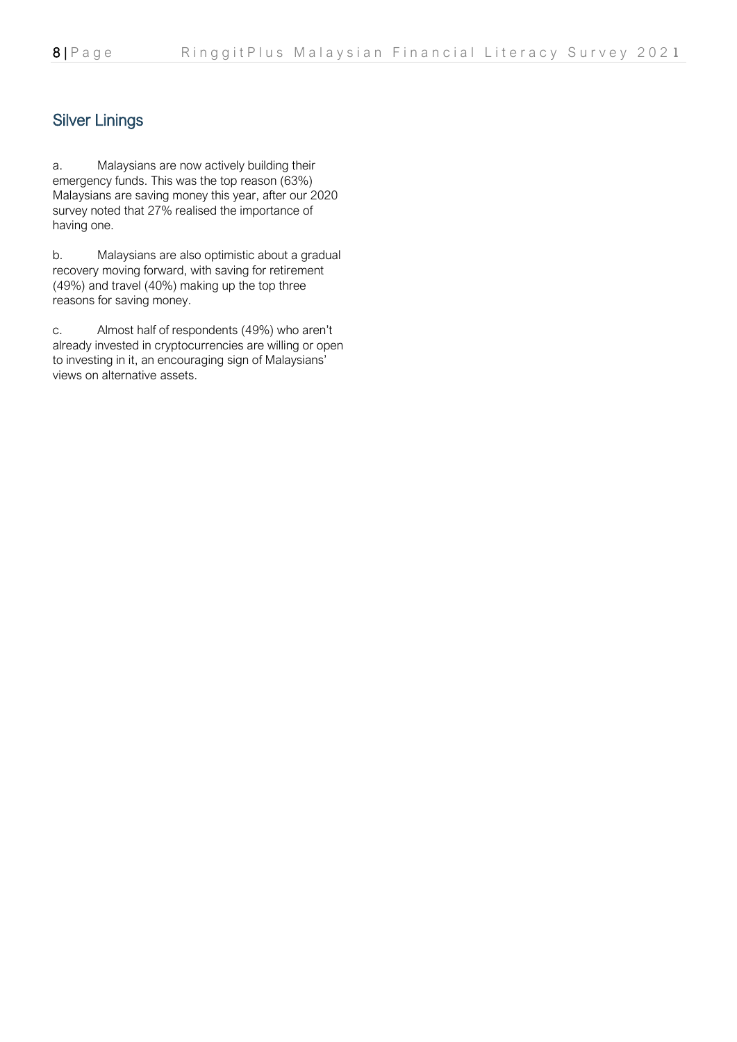## Silver Linings

a. Malaysians are now actively building their emergency funds. This was the top reason (63%) Malaysians are saving money this year, after our 2020 survey noted that 27% realised the importance of having one.

b. Malaysians are also optimistic about a gradual recovery moving forward, with saving for retirement (49%) and travel (40%) making up the top three reasons for saving money.

c. Almost half of respondents (49%) who aren't already invested in cryptocurrencies are willing or open to investing in it, an encouraging sign of Malaysians' views on alternative assets.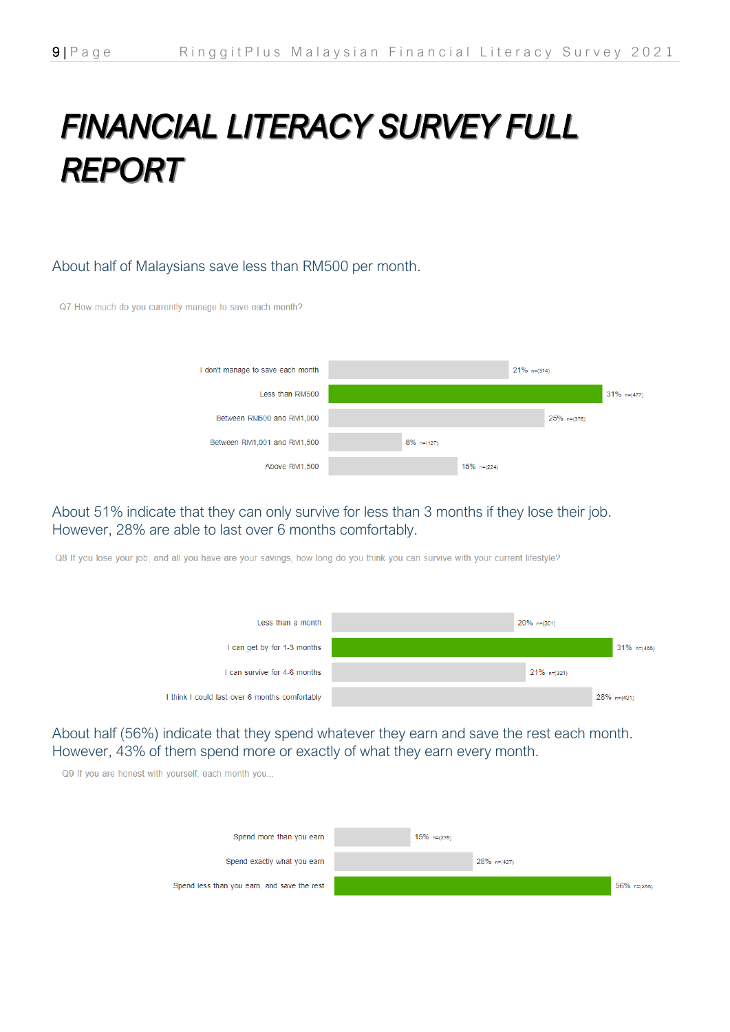# FINANCIAL LITERACY SURVEY FULL REPORT

About half of Malaysians save less than RM500 per month.

Q7 How much do you currently manage to save each month?

| Response | % | n |
|---|---|---|
| I don't manage to save each month | 21% | n=(314) |
| Less than RM500 | 31% | n=(477) |
| Between RM500 and RM1,000 | 25% | n=(376) |
| Between RM1,001 and RM1,500 | 8% | n=(127) |
| Above RM1,500 | 15% | n=(224) |

About 51% indicate that they can only survive for less than 3 months if they lose their job. However, 28% are able to last over 6 months comfortably.

Q8 If you lose your job, and all you have are your savings, how long do you think you can survive with your current lifestyle?

| Response | % | n |
|---|---|---|
| Less than a month | 20% | n=(301) |
| I can get by for 1-3 months | 31% | n=(465) |
| I can survive for 4-6 months | 21% | n=(321) |
| I think I could last over 6 months comfortably | 28% | n=(431) |

About half (56%) indicate that they spend whatever they earn and save the rest each month. However, 43% of them spend more or exactly of what they earn every month.

Q9 If you are honest with yourself, each month you...

| Response | % | n |
|---|---|---|
| Spend more than you earn | 15% | n=(235) |
| Spend exactly what you earn | 28% | n=(427) |
| Spend less than you earn, and save the rest | 56% | n=(856) |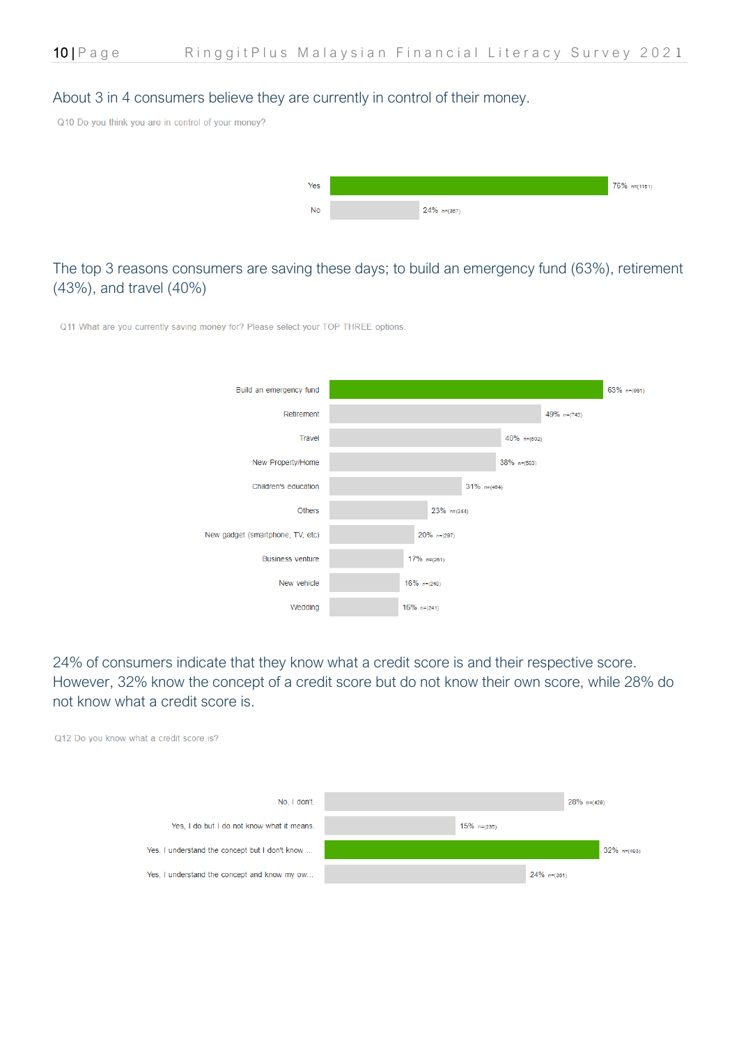## About 3 in 4 consumers believe they are currently in control of their money.

Q10 Do you think you are in control of your money?

| Response | % | n |
|---|---|---|
| Yes | 76% | n=(1151) |
| No | 24% | n=(367) |

## The top 3 reasons consumers are saving these days; to build an emergency fund (63%), retirement (43%), and travel (40%)

Q11 What are you currently saving money for? Please select your TOP THREE options.

| Response | % | n |
|---|---|---|
| Build an emergency fund | 63% | n=(961) |
| Retirement | 49% | n=(743) |
| Travel | 40% | n=(602) |
| New Property/Home | 38% | n=(583) |
| Children's education | 31% | n=(464) |
| Others | 23% | n=(344) |
| New gadget (smartphone, TV, etc) | 20% | n=(297) |
| Business venture | 17% | n=(261) |
| New vehicle | 16% | n=(246) |
| Wedding | 16% | n=(241) |

## 24% of consumers indicate that they know what a credit score is and their respective score. However, 32% know the concept of a credit score but do not know their own score, while 28% do not know what a credit score is.

Q12 Do you know what a credit score is?

| Response | % | n |
|---|---|---|
| No, I don't. | 28% | n=(429) |
| Yes, I do but I do not know what it means. | 15% | n=(235) |
| Yes, I understand the concept but I don't know ... | 32% | n=(493) |
| Yes, I understand the concept and know my ow... | 24% | n=(361) |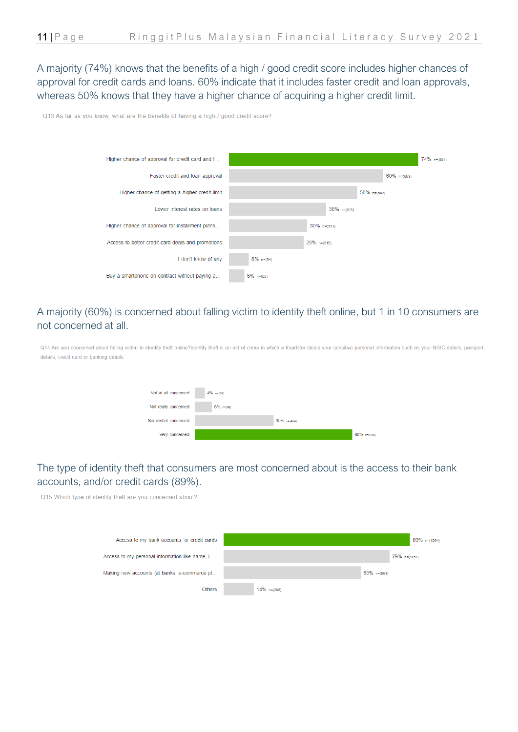A majority (74%) knows that the benefits of a high / good credit score includes higher chances of approval for credit cards and loans. 60% indicate that it includes faster credit and loan approvals, whereas 50% knows that they have a higher chance of acquiring a higher credit limit.

Q13 As far as you know, what are the benefits of having a high / good credit score?

| Response | % | n |
|---|---|---|
| Higher chance of approval for credit card and l... | 74% | n=(801) |
| Faster credit and loan approval | 60% | n=(653) |
| Higher chance of getting a higher credit limit | 50% | n=(542) |
| Lower interest rates on loans | 38% | n=(411) |
| Higher chance of approval for installment plans... | 30% | n=(331) |
| Access to better credit card deals and promotions | 29% | n=(315) |
| I don't know of any | 8% | n=(84) |
| Buy a smartphone on contract without paying a... | 6% | n=(65) |

A majority (60%) is concerned about falling victim to identity theft online, but 1 in 10 consumers are not concerned at all.

Q14 Are you concerned about falling victim to identity theft online?Identity theft is an act of crime in which a fraudster steals your sensitive personal information such as your NRIC details, passport details, credit card or banking details.

| Response | % | n |
|---|---|---|
| Not at all concerned | 4% | n=(58) |
| Not really concerned | 6% | n=(98) |
| Somewhat concerned | 30% | n=(454) |
| Very concerned | 60% | n=(910) |

The type of identity theft that consumers are most concerned about is the access to their bank accounts, and/or credit cards (89%).

Q15 Which type of identity theft are you concerned about?

| Response | % | n |
|---|---|---|
| Access to my bank accounts, or credit cards | 89% | n=(1294) |
| Access to my personal information like name, i... | 79% | n=(1151) |
| Making new accounts (at banks, e-commerce pl... | 65% | n=(951) |
| Others | 14% | n=(208) |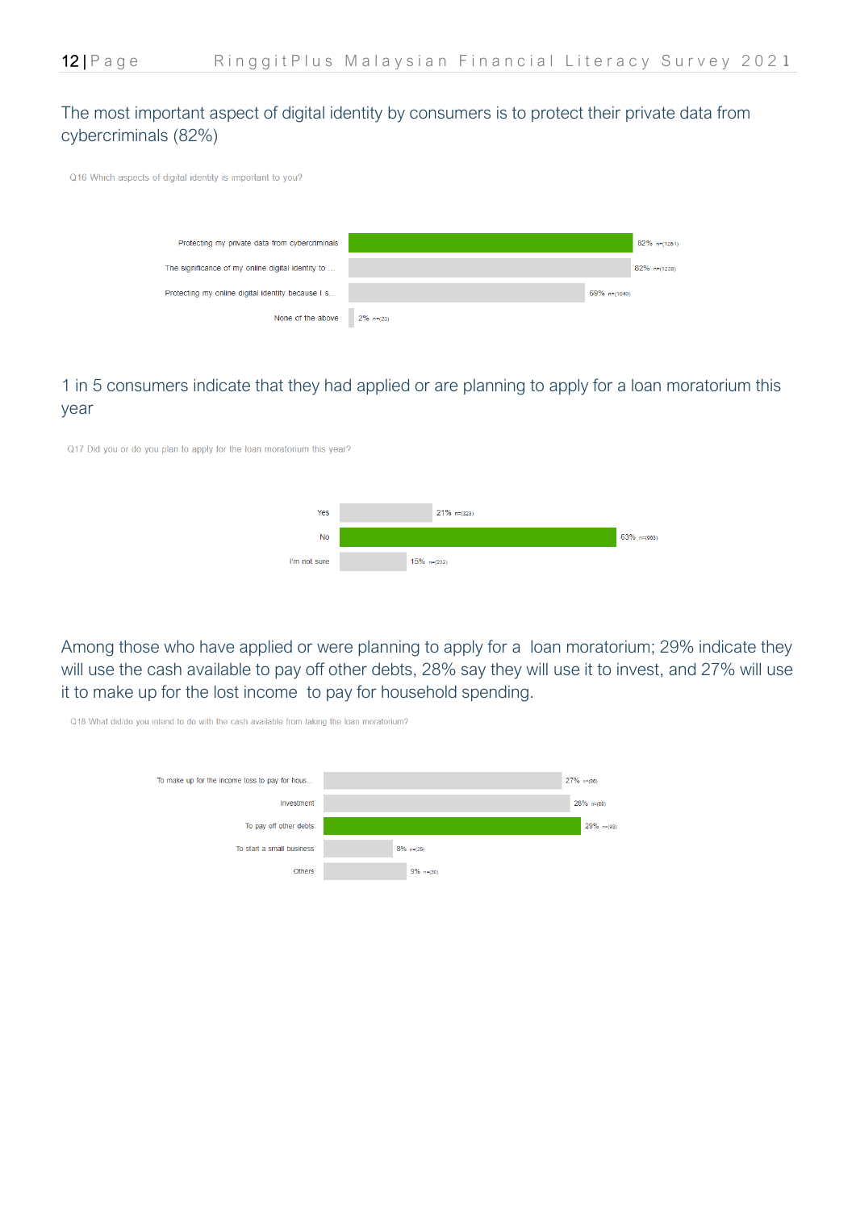The most important aspect of digital identity by consumers is to protect their private data from cybercriminals (82%)

Q16 Which aspects of digital identity is important to you?

| Response | % | n |
|---|---|---|
| Protecting my private data from cybercriminals | 82% | n=(1261) |
| The significance of my online digital identity to ... | 82% | n=(1239) |
| Protecting my online digital identity because I s... | 69% | n=(1040) |
| None of the above | 2% | n=(23) |

1 in 5 consumers indicate that they had applied or are planning to apply for a loan moratorium this year

Q17 Did you or do you plan to apply for the loan moratorium this year?

| Response | % | n |
|---|---|---|
| Yes | 21% | n=(323) |
| No | 63% | n=(963) |
| I'm not sure | 15% | n=(232) |

Among those who have applied or were planning to apply for a loan moratorium; 29% indicate they will use the cash available to pay off other debts, 28% say they will use it to invest, and 27% will use it to make up for the lost income to pay for household spending.

Q18 What did/do you intend to do with the cash available from taking the loan moratorium?

| Response | % | n |
|---|---|---|
| To make up for the income loss to pay for hous... | 27% | n=(86) |
| Investment | 28% | n=(89) |
| To pay off other debts | 29% | n=(92) |
| To start a small business | 8% | n=(25) |
| Others | 9% | n=(30) |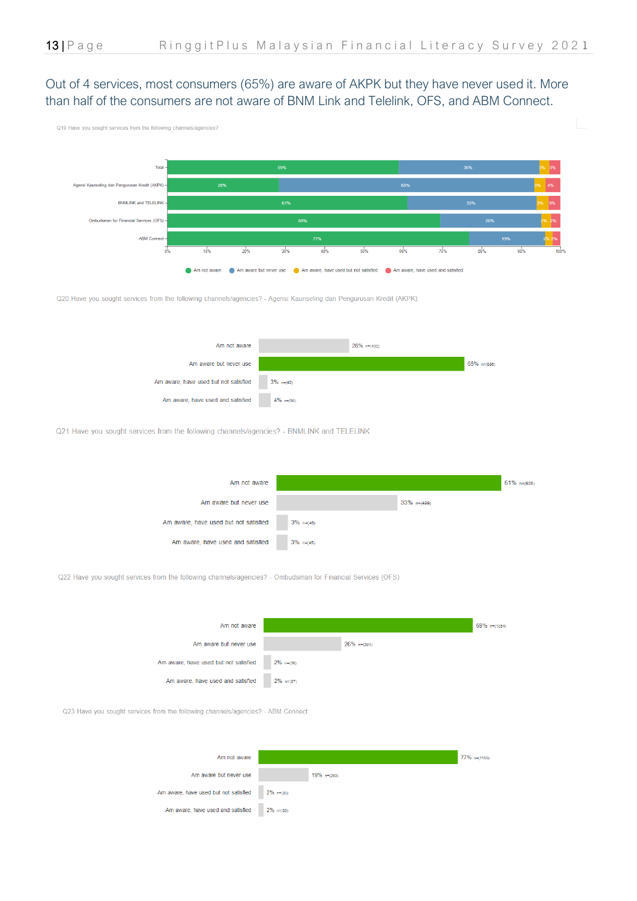Out of 4 services, most consumers (65%) are aware of AKPK but they have never used it. More than half of the consumers are not aware of BNM Link and Telelink, OFS, and ABM Connect.

Q19 Have you sought services from the following channels/agencies?

| | Am not aware | Am aware but never use | Am aware, have used but not satisfied | Am aware, have used and satisfied |
|---|---|---|---|---|
| Total | 59% | 36% | 3% | 3% |
| Agensi Kaunseling dan Pengurusan Kredit (AKPK) | 28% | 65% | 3% | 4% |
| BNMLINK and TELELINK | 61% | 33% | 3% | 3% |
| Ombudsman for Financial Services (OFS) | 69% | 26% | 2% | 2% |
| ABM Connect | 77% | 19% | 2% | 2% |

Q20 Have you sought services from the following channels/agencies? - Agensi Kaunseling dan Pengurusan Kredit (AKPK)

| Response | % | n |
|---|---|---|
| Am not aware | 28% | n=(432) |
| Am aware but never use | 65% | n=(986) |
| Am aware, have used but not satisfied | 3% | n=(42) |
| Am aware, have used and satisfied | 4% | n=(56) |

Q21 Have you sought services from the following channels/agencies? - BNMLINK and TELELINK

| Response | % | n |
|---|---|---|
| Am not aware | 61% | n=(928) |
| Am aware but never use | 33% | n=(499) |
| Am aware, have used but not satisfied | 3% | n=(46) |
| Am aware, have used and satisfied | 3% | n=(45) |

Q22 Have you sought services from the following channels/agencies? - Ombudsman for Financial Services (OFS)

| Response | % | n |
|---|---|---|
| Am not aware | 69% | n=(1054) |
| Am aware but never use | 26% | n=(391) |
| Am aware, have used but not satisfied | 2% | n=(36) |
| Am aware, have used and satisfied | 2% | n=(37) |

Q23 Have you sought services from the following channels/agencies? - ABM Connect

| Response | % | n |
|---|---|---|
| Am not aware | 77% | n=(1165) |
| Am aware but never use | 19% | n=(293) |
| Am aware, have used but not satisfied | 2% | n=(30) |
| Am aware, have used and satisfied | 2% | n=(30) |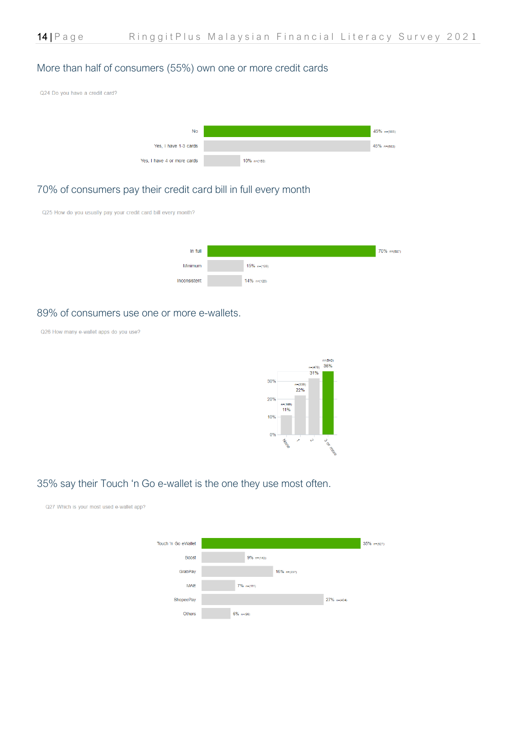## More than half of consumers (55%) own one or more credit cards

Q24 Do you have a credit card?

| Response | % | n |
|---|---|---|
| No | 45% | n=(685) |
| Yes, I have 1-3 cards | 45% | n=(683) |
| Yes, I have 4 or more cards | 10% | n=(150) |

## 70% of consumers pay their credit card bill in full every month

Q25 How do you usually pay your credit card bill every month?

| Response | % | n |
|---|---|---|
| In full | 70% | n=(687) |
| Minimum | 15% | n=(126) |
| Inconsistent | 14% | n=(120) |

## 89% of consumers use one or more e-wallets.

Q26 How many e-wallet apps do you use?

| Response | % | n |
|---|---|---|
| None | 11% | n=(165) |
| 1 | 22% | n=(335) |
| 2 | 31% | n=(478) |
| 3 or more | 36% | n=(540) |

## 35% say their Touch 'n Go e-wallet is the one they use most often.

Q27 Which is your most used e-wallet app?

| Response | % | n |
|---|---|---|
| Touch 'n Go eWallet | 35% | n=(527) |
| Boost | 9% | n=(143) |
| GrabPay | 16% | n=(237) |
| MAE | 7% | n=(111) |
| ShopeePay | 27% | n=(404) |
| Others | 6% | n=(96) |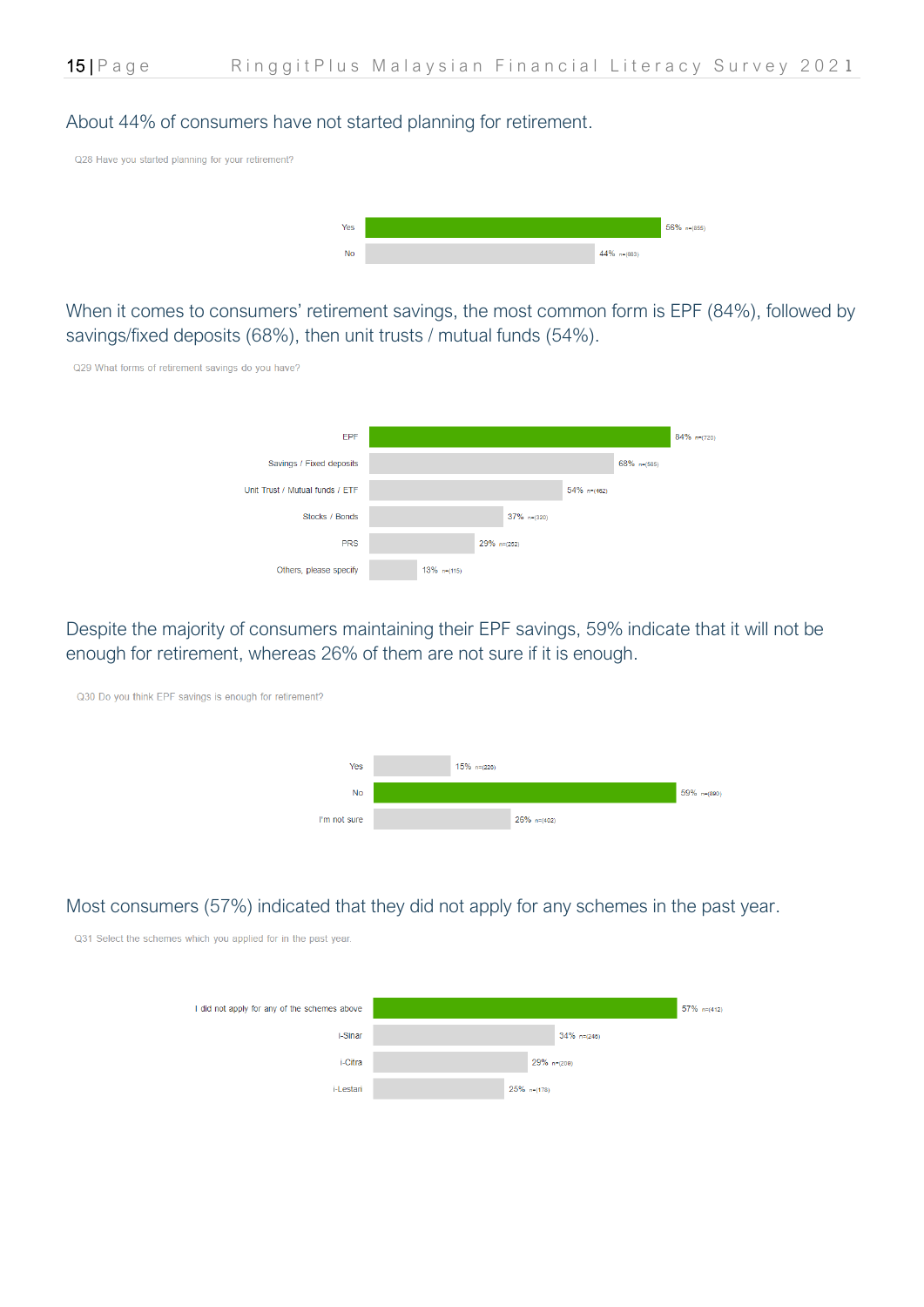About 44% of consumers have not started planning for retirement.

Q28 Have you started planning for your retirement?

| Response | % | n |
|---|---|---|
| Yes | 56% | n=(855) |
| No | 44% | n=(663) |

When it comes to consumers' retirement savings, the most common form is EPF (84%), followed by savings/fixed deposits (68%), then unit trusts / mutual funds (54%).

Q29 What forms of retirement savings do you have?

| Response | % | n |
|---|---|---|
| EPF | 84% | n=(720) |
| Savings / Fixed deposits | 68% | n=(585) |
| Unit Trust / Mutual funds / ETF | 54% | n=(462) |
| Stocks / Bonds | 37% | n=(320) |
| PRS | 29% | n=(252) |
| Others, please specify | 13% | n=(115) |

Despite the majority of consumers maintaining their EPF savings, 59% indicate that it will not be enough for retirement, whereas 26% of them are not sure if it is enough.

Q30 Do you think EPF savings is enough for retirement?

| Response | % | n |
|---|---|---|
| Yes | 15% | n=(226) |
| No | 59% | n=(890) |
| I'm not sure | 26% | n=(402) |

Most consumers (57%) indicated that they did not apply for any schemes in the past year.

Q31 Select the schemes which you applied for in the past year.

| Response | % | n |
|---|---|---|
| I did not apply for any of the schemes above | 57% | n=(412) |
| i-Sinar | 34% | n=(246) |
| i-Citra | 29% | n=(208) |
| i-Lestari | 25% | n=(178) |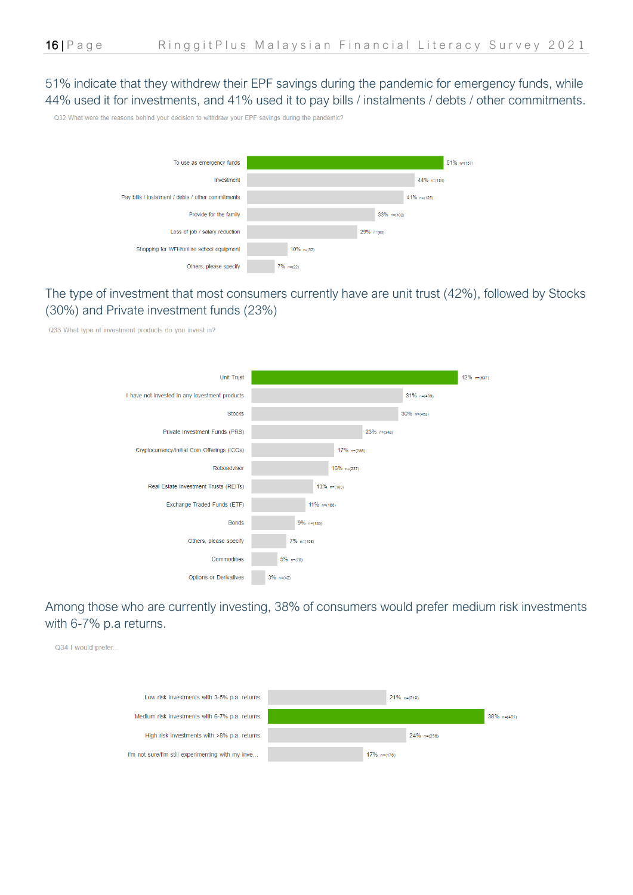51% indicate that they withdrew their EPF savings during the pandemic for emergency funds, while 44% used it for investments, and 41% used it to pay bills / instalments / debts / other commitments.

Q32 What were the reasons behind your decision to withdraw your EPF savings during the pandemic?

| Reason | % | n |
|---|---|---|
| To use as emergency funds | 51% | n=(157) |
| Investment | 44% | n=(134) |
| Pay bills / instalment / debts / other commitments | 41% | n=(125) |
| Provide for the family | 33% | n=(102) |
| Loss of job / salary reduction | 29% | n=(88) |
| Shopping for WFH/online school equipment | 10% | n=(32) |
| Others, please specify | 7% | n=(22) |

The type of investment that most consumers currently have are unit trust (42%), followed by Stocks (30%) and Private investment funds (23%)

Q33 What type of investment products do you invest in?

| Investment product | % | n |
|---|---|---|
| Unit Trust | 42% | n=(637) |
| I have not invested in any investment products | 31% | n=(469) |
| Stocks | 30% | n=(452) |
| Private Investment Funds (PRS) | 23% | n=(342) |
| Cryptocurrency/Initial Coin Offerings (ICOs) | 17% | n=(256) |
| Roboadvisor | 16% | n=(237) |
| Real Estate Investment Trusts (REITs) | 13% | n=(190) |
| Exchange Traded Funds (ETF) | 11% | n=(166) |
| Bonds | 9% | n=(133) |
| Others, please specify | 7% | n=(108) |
| Commodities | 5% | n=(78) |
| Options or Derivatives | 3% | n=(42) |

Among those who are currently investing, 38% of consumers would prefer medium risk investments with 6-7% p.a returns.

Q34 I would prefer...

| Preference | % | n |
|---|---|---|
| Low risk investments with 3-5% p.a. returns | 21% | n=(219) |
| Medium risk investments with 6-7% p.a. returns | 38% | n=(401) |
| High risk investments with >8% p.a. returns | 24% | n=(256) |
| I'm not sure/I'm still experimenting with my inve... | 17% | n=(176) |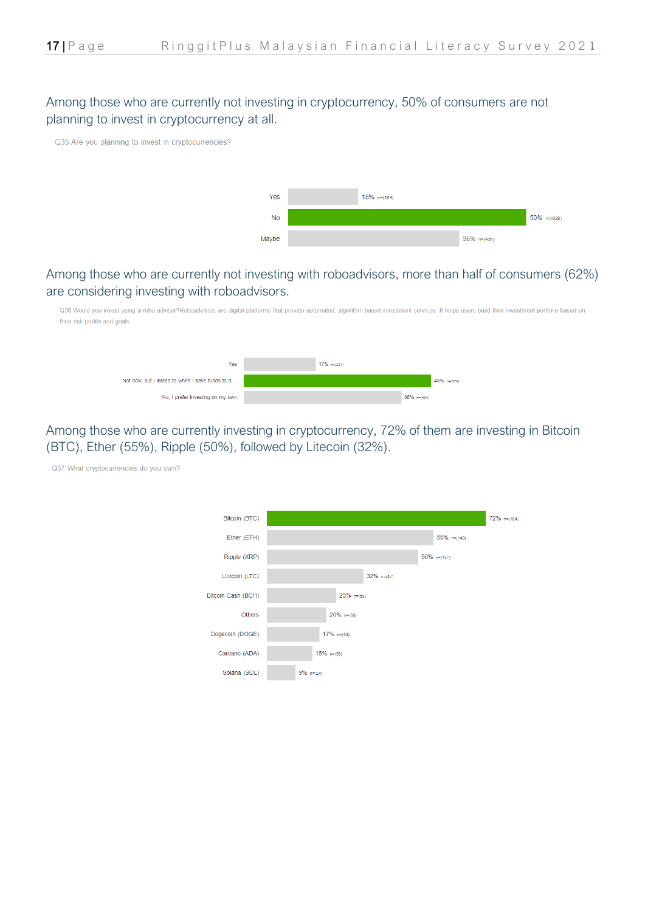## Among those who are currently not investing in cryptocurrency, 50% of consumers are not planning to invest in cryptocurrency at all.

Q35 Are you planning to invest in cryptocurrencies?

| Response | Percentage | n |
|---|---|---|
| Yes | 15% | n=(184) |
| No | 50% | n=(629) |
| Maybe | 36% | n=(451) |

## Among those who are currently not investing with roboadvisors, more than half of consumers (62%) are considering investing with roboadvisors.

Q36 Would you invest using a robo-advisor?Roboadvisors are digital platforms that provide automated, algorithm-based investment services. It helps users build their investment portfolio based on their risk profile and goals.

| Response | Percentage | n |
|---|---|---|
| Yes | 17% | n=(221) |
| Not now, but I intend to when I have funds to d... | 45% | n=(578) |
| No, I prefer investing on my own | 38% | n=(484) |

## Among those who are currently investing in cryptocurrency, 72% of them are investing in Bitcoin (BTC), Ether (55%), Ripple (50%), followed by Litecoin (32%).

Q37 What cryptocurrencies do you own?

| Cryptocurrency | Percentage | n |
|---|---|---|
| Bitcoin (BTC) | 72% | n=(184) |
| Ether (ETH) | 55% | n=(140) |
| Ripple (XRP) | 50% | n=(127) |
| Litecoin (LTC) | 32% | n=(81) |
| Bitcoin Cash (BCH) | 23% | n=(58) |
| Others | 20% | n=(50) |
| Dogecoin (DOGE) | 17% | n=(44) |
| Cardano (ADA) | 15% | n=(38) |
| Solana (SOL) | 9% | n=(24) |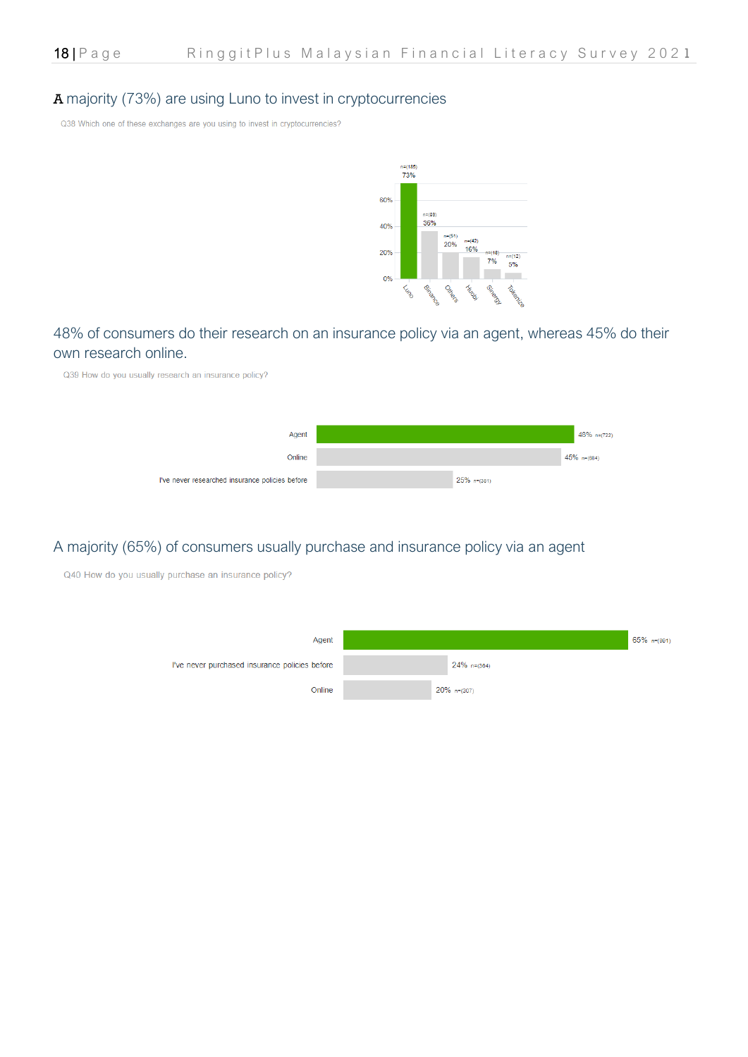## A majority (73%) are using Luno to invest in cryptocurrencies

Q38 Which one of these exchanges are you using to invest in cryptocurrencies?

| Exchange | % | n |
|---|---|---|
| Luno | 73% | n=(185) |
| Binance | 36% | n=(93) |
| Others | 20% | n=(51) |
| Huobi | 16% | n=(42) |
| Sinergy | 7% | n=(18) |
| Tokenize | 5% | n=(12) |

## 48% of consumers do their research on an insurance policy via an agent, whereas 45% do their own research online.

Q39 How do you usually research an insurance policy?

| Response | % | n |
|---|---|---|
| Agent | 48% | n=(722) |
| Online | 45% | n=(684) |
| I've never researched insurance policies before | 25% | n=(381) |

## A majority (65%) of consumers usually purchase and insurance policy via an agent

Q40 How do you usually purchase an insurance policy?

| Response | % | n |
|---|---|---|
| Agent | 65% | n=(991) |
| I've never purchased insurance policies before | 24% | n=(364) |
| Online | 20% | n=(307) |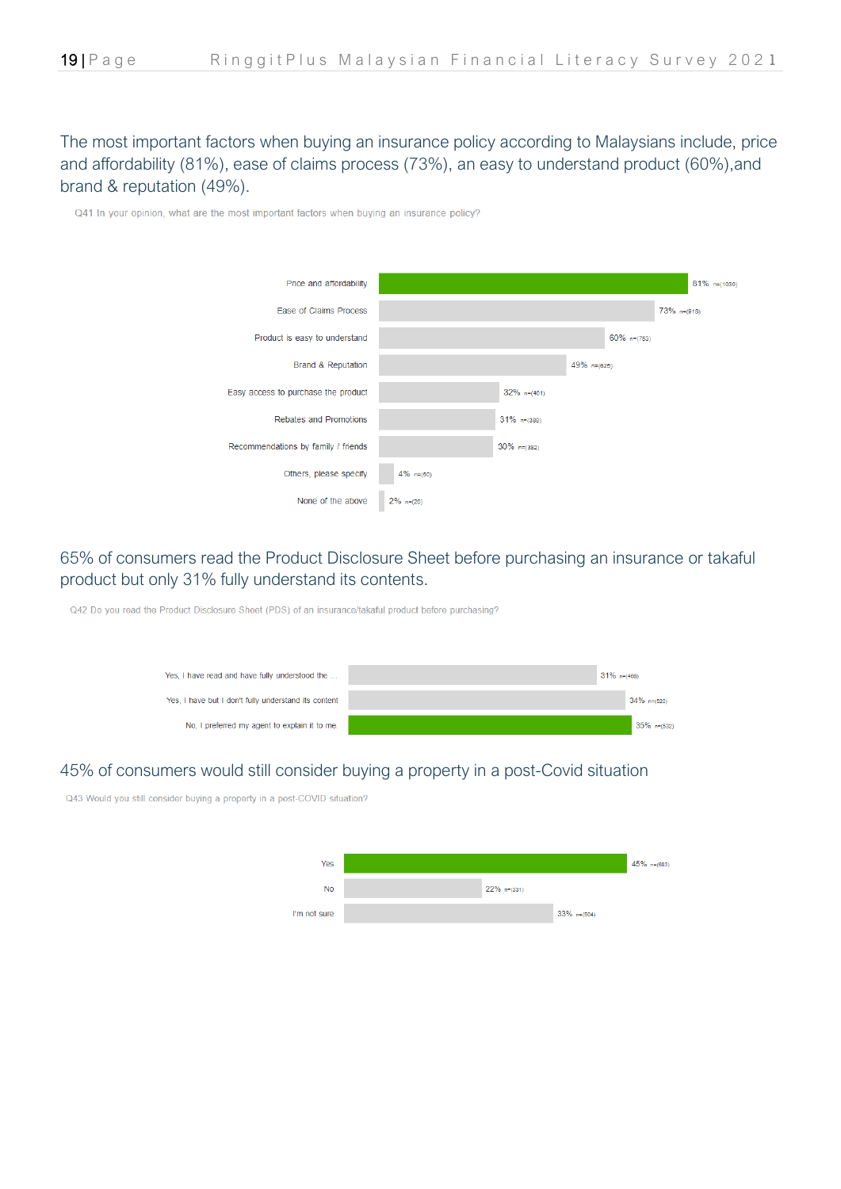The most important factors when buying an insurance policy according to Malaysians include, price and affordability (81%), ease of claims process (73%), an easy to understand product (60%),and brand & reputation (49%).

Q41 In your opinion, what are the most important factors when buying an insurance policy?

| Factor | % | n |
|---|---|---|
| Price and affordability | 81% | n=(1030) |
| Ease of Claims Process | 73% | n=(918) |
| Product is easy to understand | 60% | n=(753) |
| Brand & Reputation | 49% | n=(625) |
| Easy access to purchase the product | 32% | n=(401) |
| Rebates and Promotions | 31% | n=(388) |
| Recommendations by family / friends | 30% | n=(382) |
| Others, please specify | 4% | n=(50) |
| None of the above | 2% | n=(20) |

65% of consumers read the Product Disclosure Sheet before purchasing an insurance or takaful product but only 31% fully understand its contents.

Q42 Do you read the Product Disclosure Sheet (PDS) of an insurance/takaful product before purchasing?

| Response | % | n |
|---|---|---|
| Yes, I have read and have fully understood the ... | 31% | n=(468) |
| Yes, I have but I don't fully understand its content | 34% | n=(520) |
| No, I preferred my agent to explain it to me | 35% | n=(532) |

45% of consumers would still consider buying a property in a post-Covid situation

Q43 Would you still consider buying a property in a post-COVID situation?

| Response | % | n |
|---|---|---|
| Yes | 45% | n=(683) |
| No | 22% | n=(331) |
| I'm not sure | 33% | n=(504) |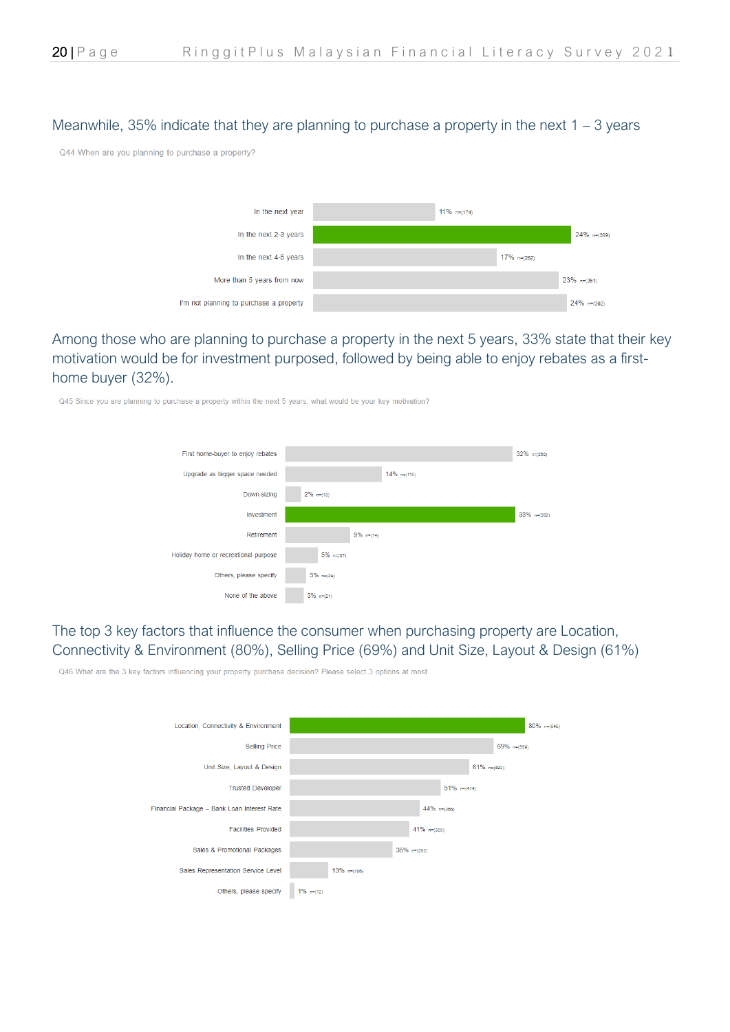Meanwhile, 35% indicate that they are planning to purchase a property in the next 1 – 3 years

Q44 When are you planning to purchase a property?

| Response | % | n |
|---|---|---|
| In the next year | 11% | n=(174) |
| In the next 2-3 years | 24% | n=(389) |
| In the next 4-5 years | 17% | n=(262) |
| More than 5 years from now | 23% | n=(351) |
| I'm not planning to purchase a property | 24% | n=(382) |

Among those who are planning to purchase a property in the next 5 years, 33% state that their key motivation would be for investment purposed, followed by being able to enjoy rebates as a first-home buyer (32%).

Q45 Since you are planning to purchase a property within the next 5 years, what would be your key motivation?

| Response | % | n |
|---|---|---|
| First home-buyer to enjoy rebates | 32% | n=(259) |
| Upgrade as bigger space needed | 14% | n=(110) |
| Down-sizing | 2% | n=(18) |
| Investment | 33% | n=(262) |
| Retirement | 9% | n=(74) |
| Holiday home or recreational purpose | 5% | n=(37) |
| Others, please specify | 3% | n=(24) |
| None of the above | 3% | n=(21) |

The top 3 key factors that influence the consumer when purchasing property are Location, Connectivity & Environment (80%), Selling Price (69%) and Unit Size, Layout & Design (61%)

Q46 What are the 3 key factors influencing your property purchase decision? Please select 3 options at most

| Response | % | n |
|---|---|---|
| Location, Connectivity & Environment | 80% | n=(646) |
| Selling Price | 69% | n=(559) |
| Unit Size, Layout & Design | 61% | n=(492) |
| Trusted Developer | 51% | n=(414) |
| Financial Package – Bank Loan Interest Rate | 44% | n=(356) |
| Facilities Provided | 41% | n=(328) |
| Sales & Promotional Packages | 35% | n=(282) |
| Sales Representation Service Level | 13% | n=(105) |
| Others, please specify | 1% | n=(12) |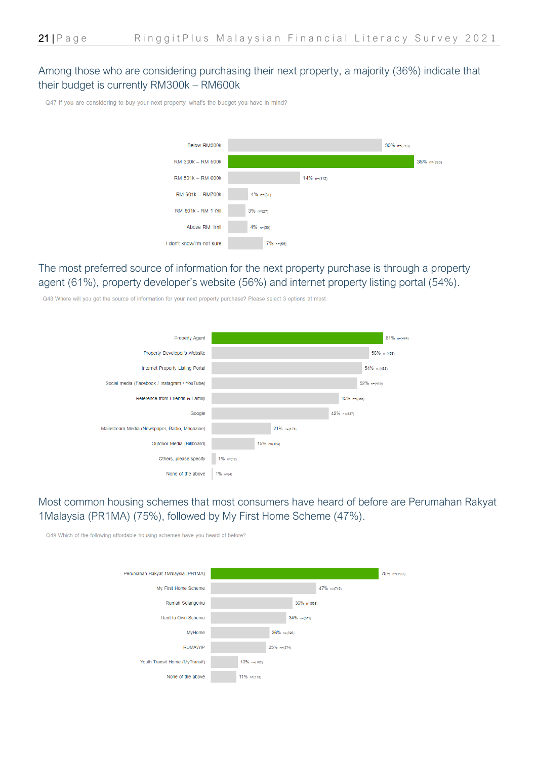Among those who are considering purchasing their next property, a majority (36%) indicate that their budget is currently RM300k – RM600k

Q47 If you are considering to buy your next property, what's the budget you have in mind?

| Budget | % | n |
|---|---|---|
| Below RM300k | 30% | n=(240) |
| RM 300k – RM 500k | 36% | n=(290) |
| RM 501k – RM 600k | 14% | n=(112) |
| RM 601k – RM700k | 4% | n=(31) |
| RM 801k - RM 1 mil | 3% | n=(27) |
| Above RM 1mil | 4% | n=(30) |
| I don't know/I'm not sure | 7% | n=(55) |

The most preferred source of information for the next property purchase is through a property agent (61%), property developer's website (56%) and internet property listing portal (54%).

Q48 Where will you get the source of information for your next property purchase? Please select 3 options at most.

| Source | % | n |
|---|---|---|
| Property Agent | 61% | n=(494) |
| Property Developer's Website | 56% | n=(453) |
| Internet Property Listing Portal | 54% | n=(433) |
| Social media (Facebook / Instagram / YouTube) | 52% | n=(416) |
| Reference from Friends & Family | 45% | n=(366) |
| Google | 42% | n=(337) |
| Mainstream Media (Newspaper, Radio, Magazine) | 21% | n=(171) |
| Outdoor Media (Billboard) | 15% | n=(124) |
| Others, please specify | 1% | n=(12) |
| None of the above | 1% | n=(4) |

Most common housing schemes that most consumers have heard of before are Perumahan Rakyat 1Malaysia (PR1MA) (75%), followed by My First Home Scheme (47%).

Q49 Which of the following affordable housing schemes have you heard of before?

| Scheme | % | n |
|---|---|---|
| Perumahan Rakyat 1Malaysia (PR1MA) | 75% | n=(1137) |
| My First Home Scheme | 47% | n=(716) |
| Rumah Selangorku | 36% | n=(553) |
| Rent-to-Own Scheme | 34% | n=(511) |
| MyHome | 26% | n=(398) |
| RUMAWIP | 25% | n=(374) |
| Youth Transit Home (MyTransit) | 12% | n=(182) |
| None of the above | 11% | n=(173) |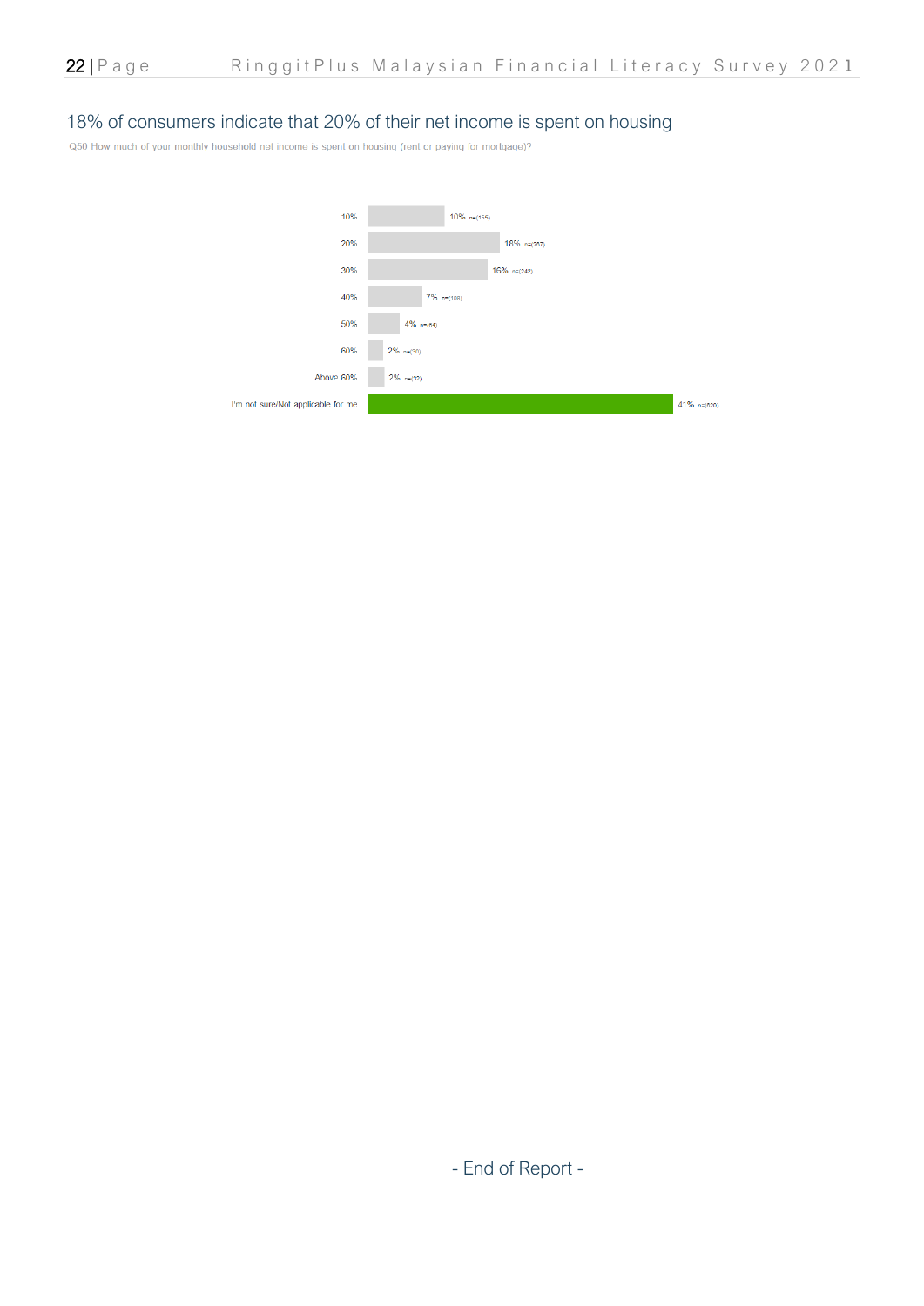## 18% of consumers indicate that 20% of their net income is spent on housing

Q50 How much of your monthly household net income is spent on housing (rent or paying for mortgage)?

| Response | Percentage | n |
|---|---|---|
| 10% | 10% | n=(155) |
| 20% | 18% | n=(267) |
| 30% | 16% | n=(242) |
| 40% | 7% | n=(108) |
| 50% | 4% | n=(64) |
| 60% | 2% | n=(30) |
| Above 60% | 2% | n=(32) |
| I'm not sure/Not applicable for me | 41% | n=(620) |

- End of Report -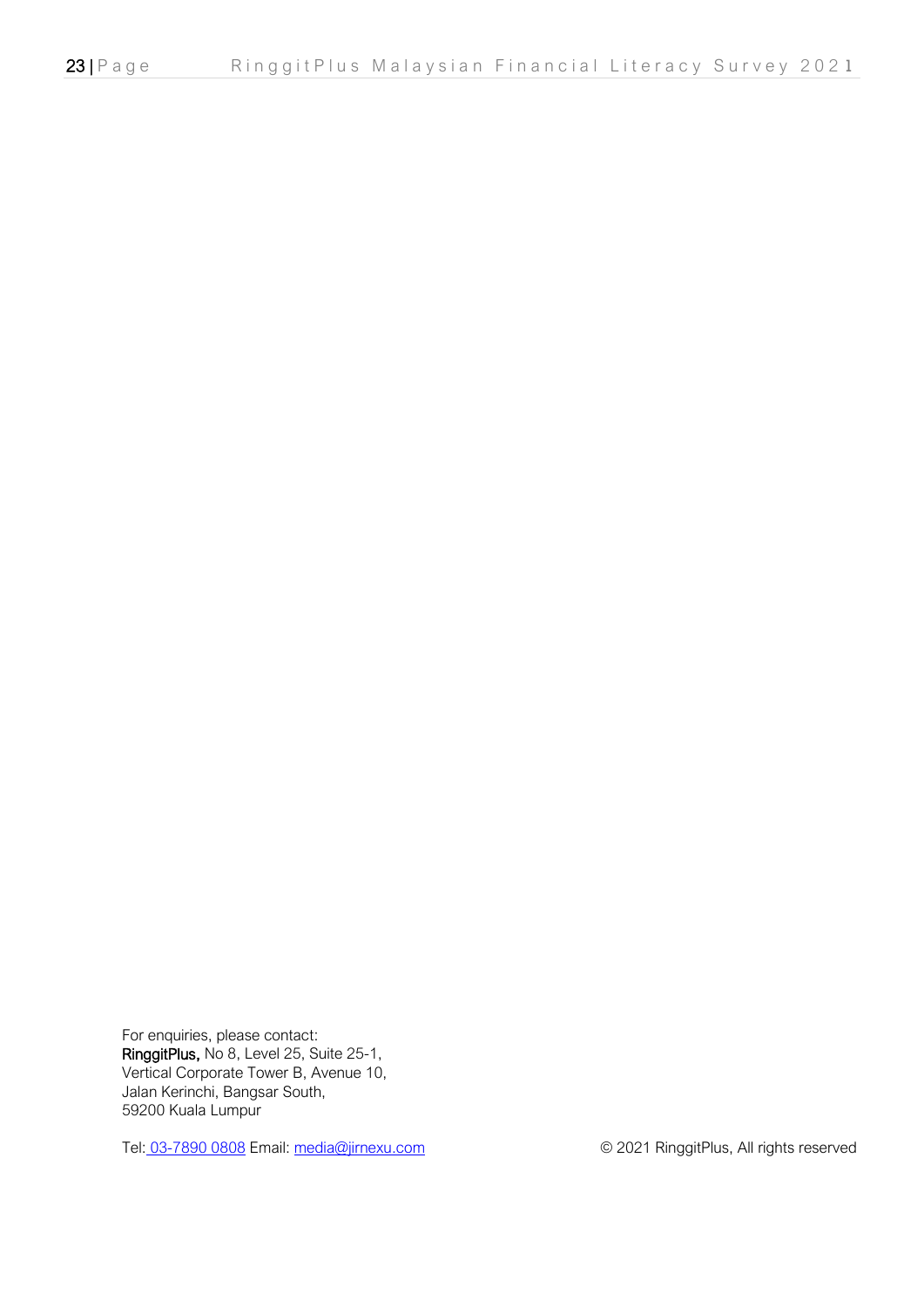For enquiries, please contact:
**RinggitPlus,** No 8, Level 25, Suite 25-1,
Vertical Corporate Tower B, Avenue 10,
Jalan Kerinchi, Bangsar South,
59200 Kuala Lumpur

Tel: 03-7890 0808 Email: media@jirnexu.com

© 2021 RinggitPlus, All rights reserved